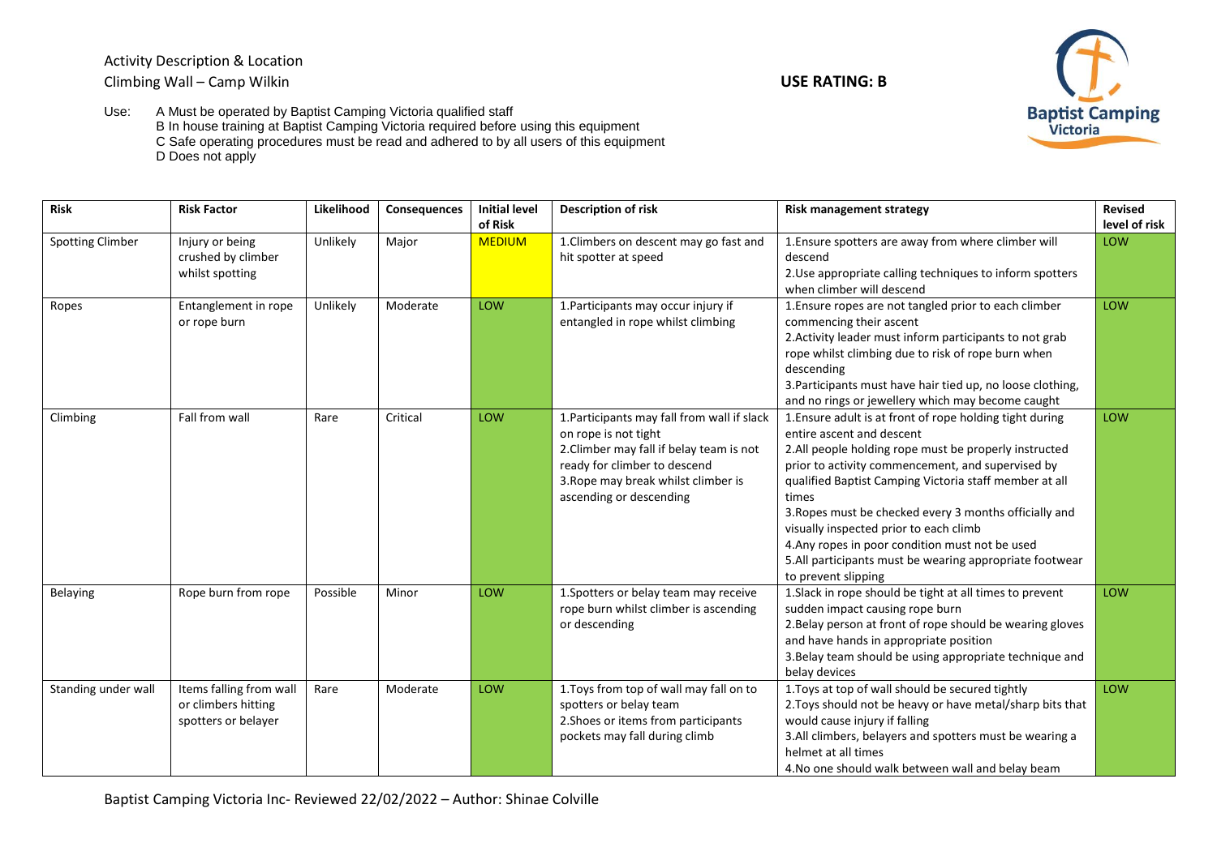Activity Description & Location

Climbing Wall – Camp Wilkin

**USE RATING: B**

Use:
- A Must be operated by Baptist Camping Victoria qualified staff
- B In house training at Baptist Camping Victoria required before using this equipment
- C Safe operating procedures must be read and adhered to by all users of this equipment
- D Does not apply

| Risk | Risk Factor | Likelihood | Consequences | Initial level of Risk | Description of risk | Risk management strategy | Revised level of risk |
|---|---|---|---|---|---|---|---|
| Spotting Climber | Injury or being crushed by climber whilst spotting | Unlikely | Major | MEDIUM | 1.Climbers on descent may go fast and hit spotter at speed | 1.Ensure spotters are away from where climber will descend<br>2.Use appropriate calling techniques to inform spotters when climber will descend | LOW |
| Ropes | Entanglement in rope or rope burn | Unlikely | Moderate | LOW | 1.Participants may occur injury if entangled in rope whilst climbing | 1.Ensure ropes are not tangled prior to each climber commencing their ascent<br>2.Activity leader must inform participants to not grab rope whilst climbing due to risk of rope burn when descending<br>3.Participants must have hair tied up, no loose clothing, and no rings or jewellery which may become caught | LOW |
| Climbing | Fall from wall | Rare | Critical | LOW | 1.Participants may fall from wall if slack on rope is not tight<br>2.Climber may fall if belay team is not ready for climber to descend<br>3.Rope may break whilst climber is ascending or descending | 1.Ensure adult is at front of rope holding tight during entire ascent and descent<br>2.All people holding rope must be properly instructed prior to activity commencement, and supervised by qualified Baptist Camping Victoria staff member at all times<br>3.Ropes must be checked every 3 months officially and visually inspected prior to each climb<br>4.Any ropes in poor condition must not be used<br>5.All participants must be wearing appropriate footwear to prevent slipping | LOW |
| Belaying | Rope burn from rope | Possible | Minor | LOW | 1.Spotters or belay team may receive rope burn whilst climber is ascending or descending | 1.Slack in rope should be tight at all times to prevent sudden impact causing rope burn<br>2.Belay person at front of rope should be wearing gloves and have hands in appropriate position<br>3.Belay team should be using appropriate technique and belay devices | LOW |
| Standing under wall | Items falling from wall or climbers hitting spotters or belayer | Rare | Moderate | LOW | 1.Toys from top of wall may fall on to spotters or belay team<br>2.Shoes or items from participants pockets may fall during climb | 1.Toys at top of wall should be secured tightly<br>2.Toys should not be heavy or have metal/sharp bits that would cause injury if falling<br>3.All climbers, belayers and spotters must be wearing a helmet at all times<br>4.No one should walk between wall and belay beam | LOW |

Baptist Camping Victoria Inc- Reviewed 22/02/2022 – Author: Shinae Colville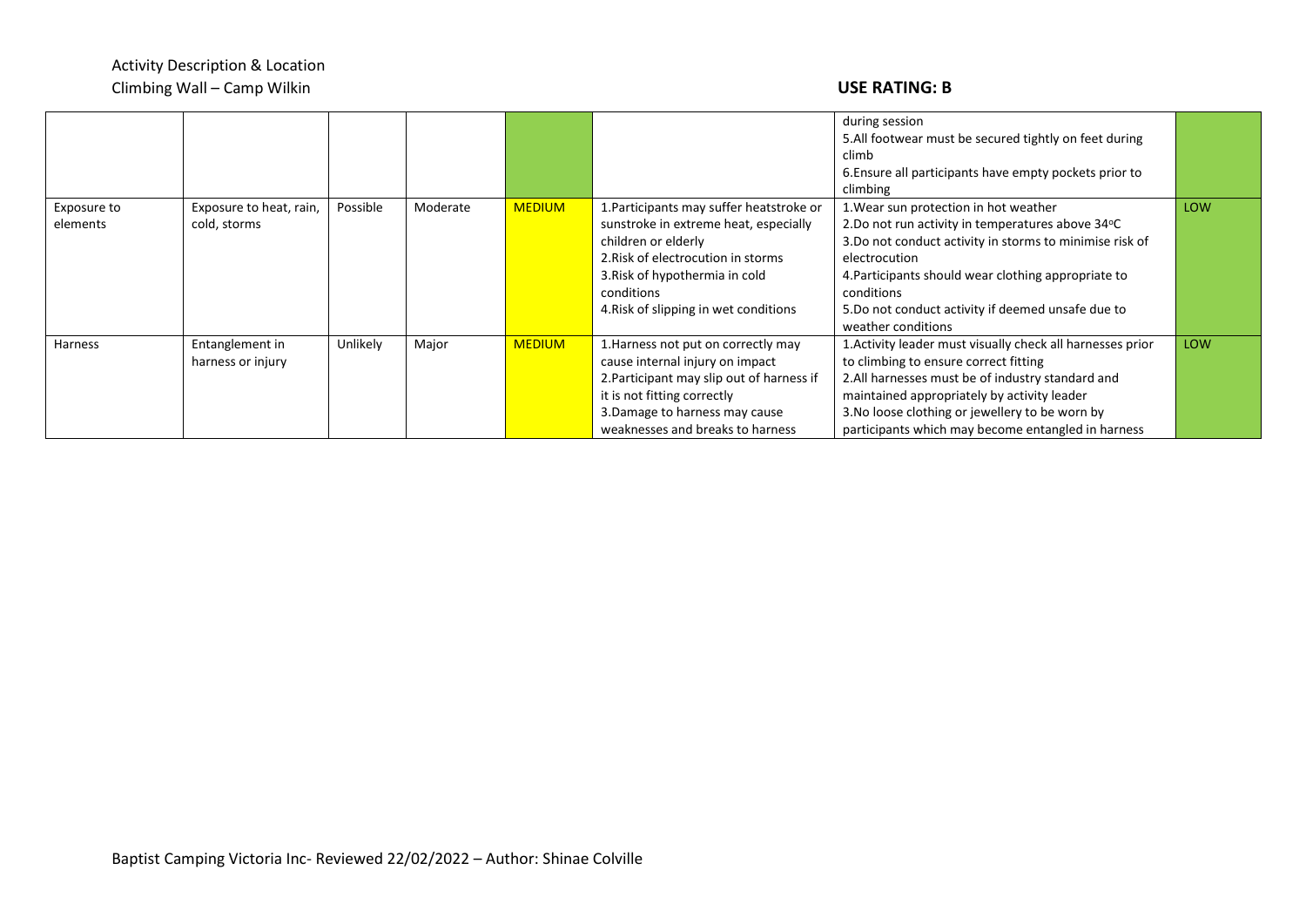Activity Description & Location
Climbing Wall – Camp Wilkin

**USE RATING: B**

| | | | | | | | |
|---|---|---|---|---|---|---|---|
| | | | | | | during session<br>5.All footwear must be secured tightly on feet during climb<br>6.Ensure all participants have empty pockets prior to climbing | |
| Exposure to elements | Exposure to heat, rain, cold, storms | Possible | Moderate | MEDIUM | 1.Participants may suffer heatstroke or sunstroke in extreme heat, especially children or elderly<br>2.Risk of electrocution in storms<br>3.Risk of hypothermia in cold conditions<br>4.Risk of slipping in wet conditions | 1.Wear sun protection in hot weather<br>2.Do not run activity in temperatures above 34ºC<br>3.Do not conduct activity in storms to minimise risk of electrocution<br>4.Participants should wear clothing appropriate to conditions<br>5.Do not conduct activity if deemed unsafe due to weather conditions | LOW |
| Harness | Entanglement in harness or injury | Unlikely | Major | MEDIUM | 1.Harness not put on correctly may cause internal injury on impact<br>2.Participant may slip out of harness if it is not fitting correctly<br>3.Damage to harness may cause weaknesses and breaks to harness | 1.Activity leader must visually check all harnesses prior to climbing to ensure correct fitting<br>2.All harnesses must be of industry standard and maintained appropriately by activity leader<br>3.No loose clothing or jewellery to be worn by participants which may become entangled in harness | LOW |

Baptist Camping Victoria Inc- Reviewed 22/02/2022 – Author: Shinae Colville